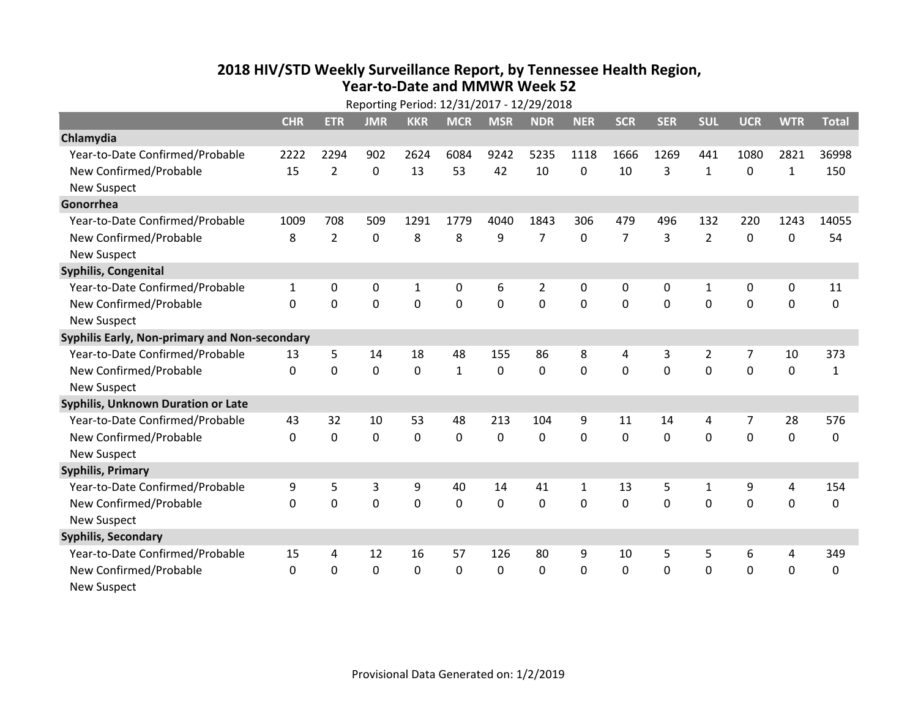# 2018 HIV/STD Weekly Surveillance Report, by Tennessee Health Region, Year-to-Date and MMWR Week 52

Reporting Period: 12/31/2017 - 12/29/2018

| | CHR | ETR | JMR | KKR | MCR | MSR | NDR | NER | SCR | SER | SUL | UCR | WTR | Total |
|---|---|---|---|---|---|---|---|---|---|---|---|---|---|---|
| **Chlamydia** | | | | | | | | | | | | | | |
| Year-to-Date Confirmed/Probable | 2222 | 2294 | 902 | 2624 | 6084 | 9242 | 5235 | 1118 | 1666 | 1269 | 441 | 1080 | 2821 | 36998 |
| New Confirmed/Probable | 15 | 2 | 0 | 13 | 53 | 42 | 10 | 0 | 10 | 3 | 1 | 0 | 1 | 150 |
| New Suspect | | | | | | | | | | | | | | |
| **Gonorrhea** | | | | | | | | | | | | | | |
| Year-to-Date Confirmed/Probable | 1009 | 708 | 509 | 1291 | 1779 | 4040 | 1843 | 306 | 479 | 496 | 132 | 220 | 1243 | 14055 |
| New Confirmed/Probable | 8 | 2 | 0 | 8 | 8 | 9 | 7 | 0 | 7 | 3 | 2 | 0 | 0 | 54 |
| New Suspect | | | | | | | | | | | | | | |
| **Syphilis, Congenital** | | | | | | | | | | | | | | |
| Year-to-Date Confirmed/Probable | 1 | 0 | 0 | 1 | 0 | 6 | 2 | 0 | 0 | 0 | 1 | 0 | 0 | 11 |
| New Confirmed/Probable | 0 | 0 | 0 | 0 | 0 | 0 | 0 | 0 | 0 | 0 | 0 | 0 | 0 | 0 |
| New Suspect | | | | | | | | | | | | | | |
| **Syphilis Early, Non-primary and Non-secondary** | | | | | | | | | | | | | | |
| Year-to-Date Confirmed/Probable | 13 | 5 | 14 | 18 | 48 | 155 | 86 | 8 | 4 | 3 | 2 | 7 | 10 | 373 |
| New Confirmed/Probable | 0 | 0 | 0 | 0 | 1 | 0 | 0 | 0 | 0 | 0 | 0 | 0 | 0 | 1 |
| New Suspect | | | | | | | | | | | | | | |
| **Syphilis, Unknown Duration or Late** | | | | | | | | | | | | | | |
| Year-to-Date Confirmed/Probable | 43 | 32 | 10 | 53 | 48 | 213 | 104 | 9 | 11 | 14 | 4 | 7 | 28 | 576 |
| New Confirmed/Probable | 0 | 0 | 0 | 0 | 0 | 0 | 0 | 0 | 0 | 0 | 0 | 0 | 0 | 0 |
| New Suspect | | | | | | | | | | | | | | |
| **Syphilis, Primary** | | | | | | | | | | | | | | |
| Year-to-Date Confirmed/Probable | 9 | 5 | 3 | 9 | 40 | 14 | 41 | 1 | 13 | 5 | 1 | 9 | 4 | 154 |
| New Confirmed/Probable | 0 | 0 | 0 | 0 | 0 | 0 | 0 | 0 | 0 | 0 | 0 | 0 | 0 | 0 |
| New Suspect | | | | | | | | | | | | | | |
| **Syphilis, Secondary** | | | | | | | | | | | | | | |
| Year-to-Date Confirmed/Probable | 15 | 4 | 12 | 16 | 57 | 126 | 80 | 9 | 10 | 5 | 5 | 6 | 4 | 349 |
| New Confirmed/Probable | 0 | 0 | 0 | 0 | 0 | 0 | 0 | 0 | 0 | 0 | 0 | 0 | 0 | 0 |
| New Suspect | | | | | | | | | | | | | | |

Provisional Data Generated on: 1/2/2019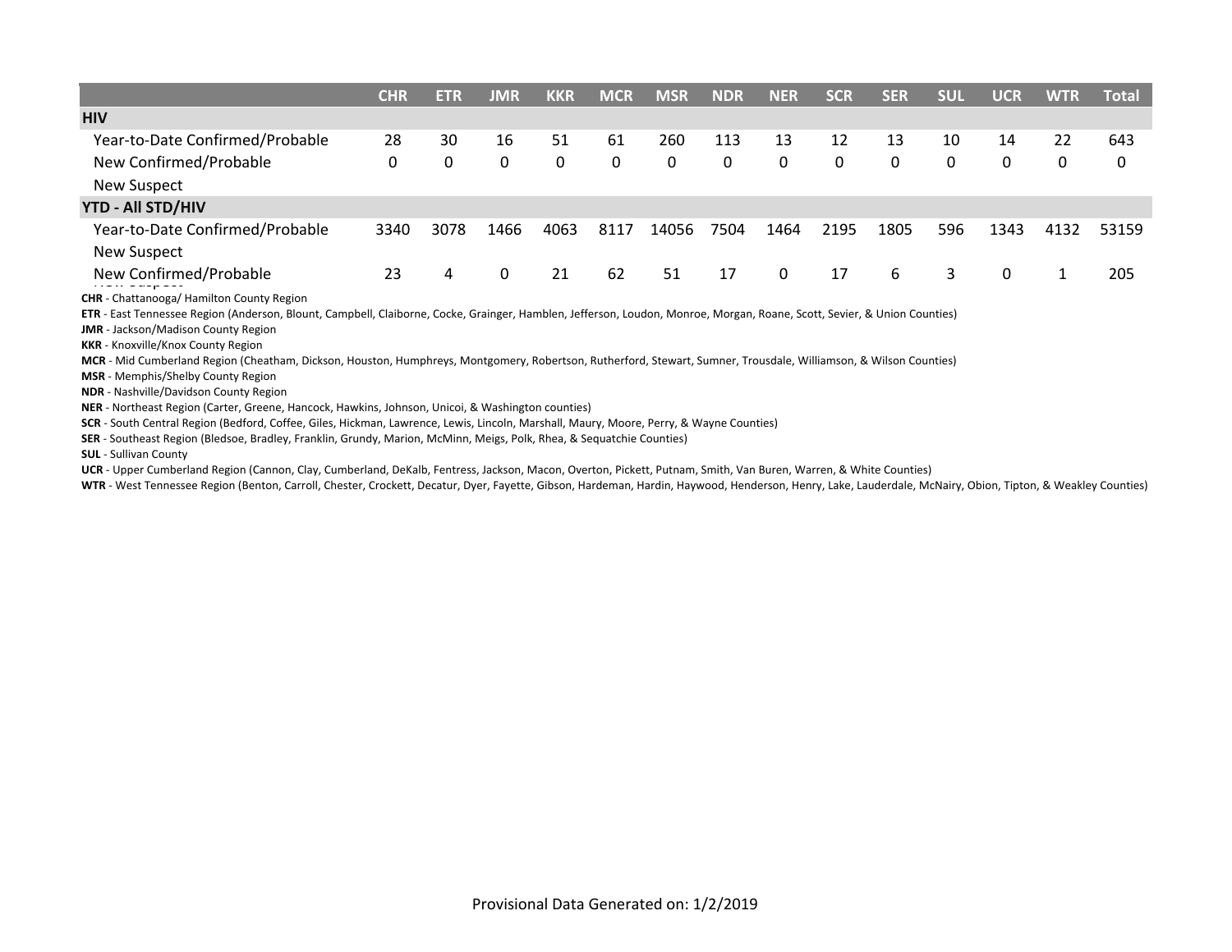| | CHR | ETR | JMR | KKR | MCR | MSR | NDR | NER | SCR | SER | SUL | UCR | WTR | Total |
|---|---|---|---|---|---|---|---|---|---|---|---|---|---|---|
| **HIV** | | | | | | | | | | | | | | |
| Year-to-Date Confirmed/Probable | 28 | 30 | 16 | 51 | 61 | 260 | 113 | 13 | 12 | 13 | 10 | 14 | 22 | 643 |
| New Confirmed/Probable | 0 | 0 | 0 | 0 | 0 | 0 | 0 | 0 | 0 | 0 | 0 | 0 | 0 | 0 |
| New Suspect | | | | | | | | | | | | | | |
| **YTD - All STD/HIV** | | | | | | | | | | | | | | |
| Year-to-Date Confirmed/Probable | 3340 | 3078 | 1466 | 4063 | 8117 | 14056 | 7504 | 1464 | 2195 | 1805 | 596 | 1343 | 4132 | 53159 |
| New Suspect | | | | | | | | | | | | | | |
| New Confirmed/Probable | 23 | 4 | 0 | 21 | 62 | 51 | 17 | 0 | 17 | 6 | 3 | 0 | 1 | 205 |

**CHR** - Chattanooga/ Hamilton County Region

**ETR** - East Tennessee Region (Anderson, Blount, Campbell, Claiborne, Cocke, Grainger, Hamblen, Jefferson, Loudon, Monroe, Morgan, Roane, Scott, Sevier, & Union Counties)

**JMR** - Jackson/Madison County Region

**KKR** - Knoxville/Knox County Region

**MCR** - Mid Cumberland Region (Cheatham, Dickson, Houston, Humphreys, Montgomery, Robertson, Rutherford, Stewart, Sumner, Trousdale, Williamson, & Wilson Counties)

**MSR** - Memphis/Shelby County Region

**NDR** - Nashville/Davidson County Region

**NER** - Northeast Region (Carter, Greene, Hancock, Hawkins, Johnson, Unicoi, & Washington counties)

**SCR** - South Central Region (Bedford, Coffee, Giles, Hickman, Lawrence, Lewis, Lincoln, Marshall, Maury, Moore, Perry, & Wayne Counties)

**SER** - Southeast Region (Bledsoe, Bradley, Franklin, Grundy, Marion, McMinn, Meigs, Polk, Rhea, & Sequatchie Counties)

**SUL** - Sullivan County

**UCR** - Upper Cumberland Region (Cannon, Clay, Cumberland, DeKalb, Fentress, Jackson, Macon, Overton, Pickett, Putnam, Smith, Van Buren, Warren, & White Counties)

**WTR** - West Tennessee Region (Benton, Carroll, Chester, Crockett, Decatur, Dyer, Fayette, Gibson, Hardeman, Hardin, Haywood, Henderson, Henry, Lake, Lauderdale, McNairy, Obion, Tipton, & Weakley Counties)

Provisional Data Generated on: 1/2/2019